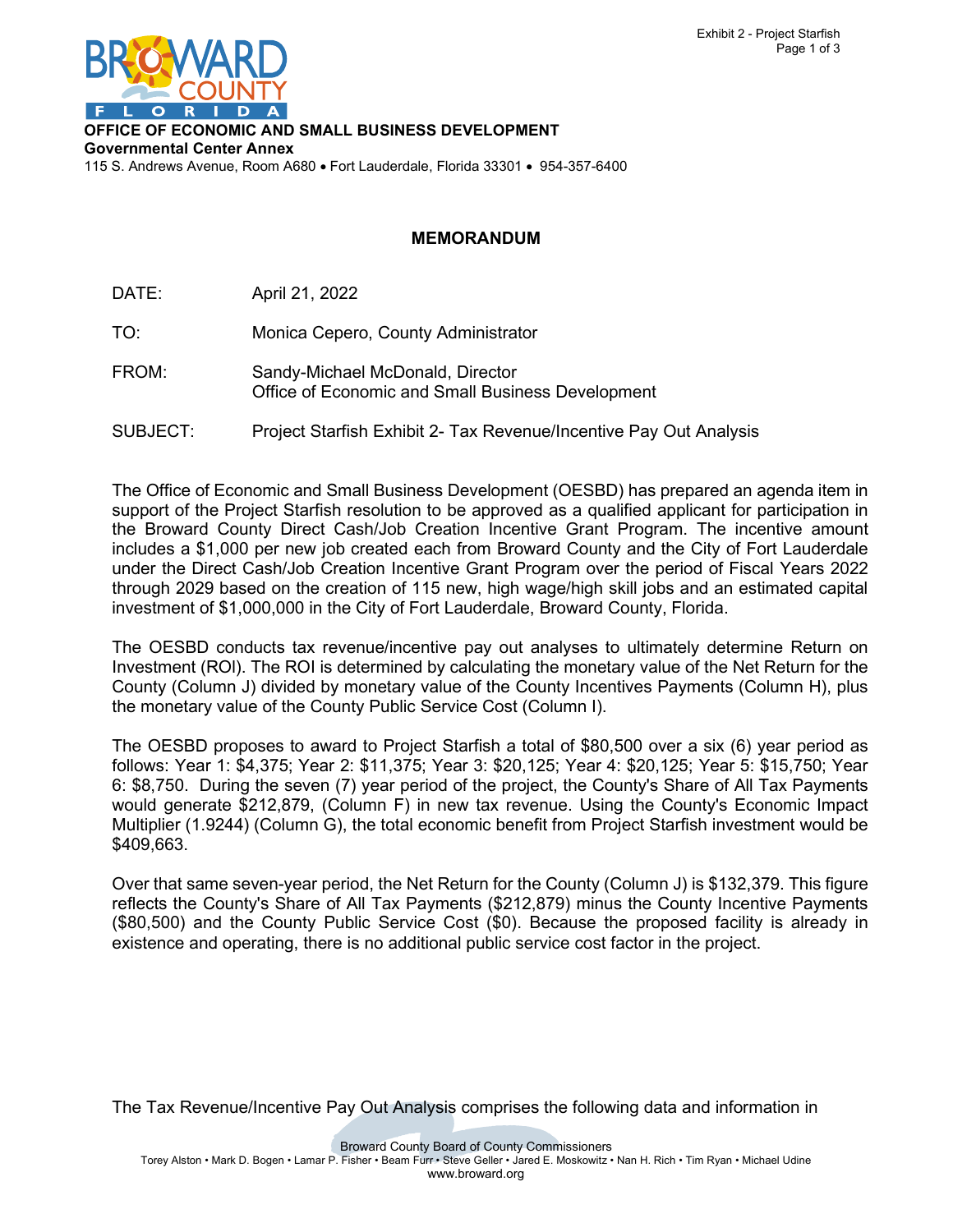**OFFICE OF ECONOMIC AND SMALL BUSINESS DEVELOPMENT**
**Governmental Center Annex**
115 S. Andrews Avenue, Room A680 • Fort Lauderdale, Florida 33301 • 954-357-6400

## MEMORANDUM

| | |
|---|---|
| DATE: | April 21, 2022 |
| TO: | Monica Cepero, County Administrator |
| FROM: | Sandy-Michael McDonald, Director<br>Office of Economic and Small Business Development |
| SUBJECT: | Project Starfish Exhibit 2- Tax Revenue/Incentive Pay Out Analysis |

The Office of Economic and Small Business Development (OESBD) has prepared an agenda item in support of the Project Starfish resolution to be approved as a qualified applicant for participation in the Broward County Direct Cash/Job Creation Incentive Grant Program. The incentive amount includes a $1,000 per new job created each from Broward County and the City of Fort Lauderdale under the Direct Cash/Job Creation Incentive Grant Program over the period of Fiscal Years 2022 through 2029 based on the creation of 115 new, high wage/high skill jobs and an estimated capital investment of $1,000,000 in the City of Fort Lauderdale, Broward County, Florida.

The OESBD conducts tax revenue/incentive pay out analyses to ultimately determine Return on Investment (ROI). The ROI is determined by calculating the monetary value of the Net Return for the County (Column J) divided by monetary value of the County Incentives Payments (Column H), plus the monetary value of the County Public Service Cost (Column I).

The OESBD proposes to award to Project Starfish a total of $80,500 over a six (6) year period as follows: Year 1: $4,375; Year 2: $11,375; Year 3: $20,125; Year 4: $20,125; Year 5: $15,750; Year 6: $8,750. During the seven (7) year period of the project, the County's Share of All Tax Payments would generate $212,879, (Column F) in new tax revenue. Using the County's Economic Impact Multiplier (1.9244) (Column G), the total economic benefit from Project Starfish investment would be $409,663.

Over that same seven-year period, the Net Return for the County (Column J) is $132,379. This figure reflects the County's Share of All Tax Payments ($212,879) minus the County Incentive Payments ($80,500) and the County Public Service Cost ($0). Because the proposed facility is already in existence and operating, there is no additional public service cost factor in the project.

The Tax Revenue/Incentive Pay Out Analysis comprises the following data and information in

Broward County Board of County Commissioners
Torey Alston • Mark D. Bogen • Lamar P. Fisher • Beam Furr • Steve Geller • Jared E. Moskowitz • Nan H. Rich • Tim Ryan • Michael Udine
www.broward.org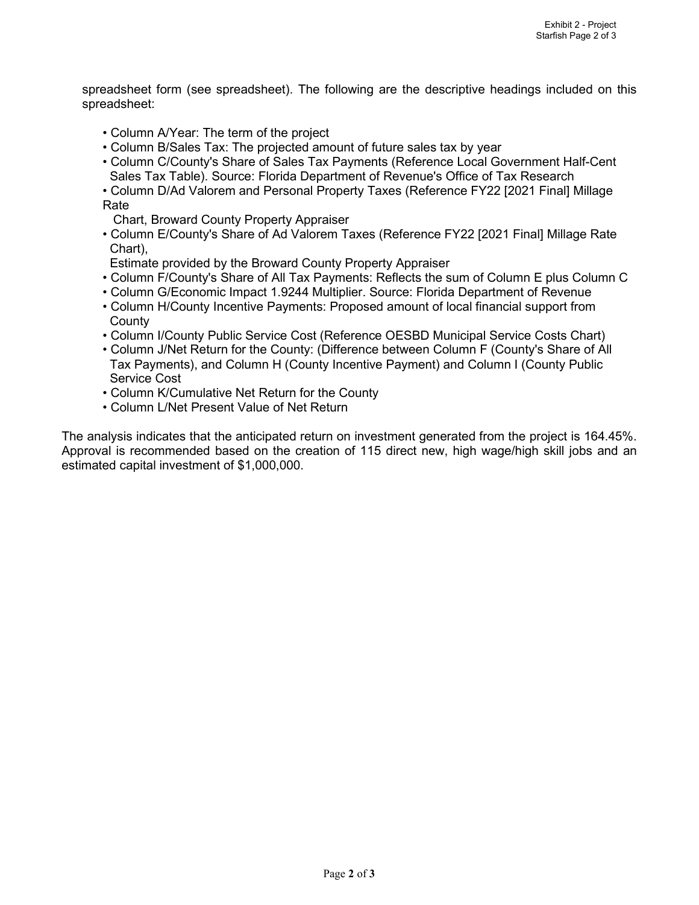spreadsheet form (see spreadsheet). The following are the descriptive headings included on this spreadsheet:

- Column A/Year: The term of the project
- Column B/Sales Tax: The projected amount of future sales tax by year
- Column C/County's Share of Sales Tax Payments (Reference Local Government Half-Cent Sales Tax Table). Source: Florida Department of Revenue's Office of Tax Research
- Column D/Ad Valorem and Personal Property Taxes (Reference FY22 [2021 Final] Millage Rate Chart, Broward County Property Appraiser
- Column E/County's Share of Ad Valorem Taxes (Reference FY22 [2021 Final] Millage Rate Chart), Estimate provided by the Broward County Property Appraiser
- Column F/County's Share of All Tax Payments: Reflects the sum of Column E plus Column C
- Column G/Economic Impact 1.9244 Multiplier. Source: Florida Department of Revenue
- Column H/County Incentive Payments: Proposed amount of local financial support from County
- Column I/County Public Service Cost (Reference OESBD Municipal Service Costs Chart)
- Column J/Net Return for the County: (Difference between Column F (County's Share of All Tax Payments), and Column H (County Incentive Payment) and Column I (County Public Service Cost
- Column K/Cumulative Net Return for the County
- Column L/Net Present Value of Net Return

The analysis indicates that the anticipated return on investment generated from the project is 164.45%. Approval is recommended based on the creation of 115 direct new, high wage/high skill jobs and an estimated capital investment of $1,000,000.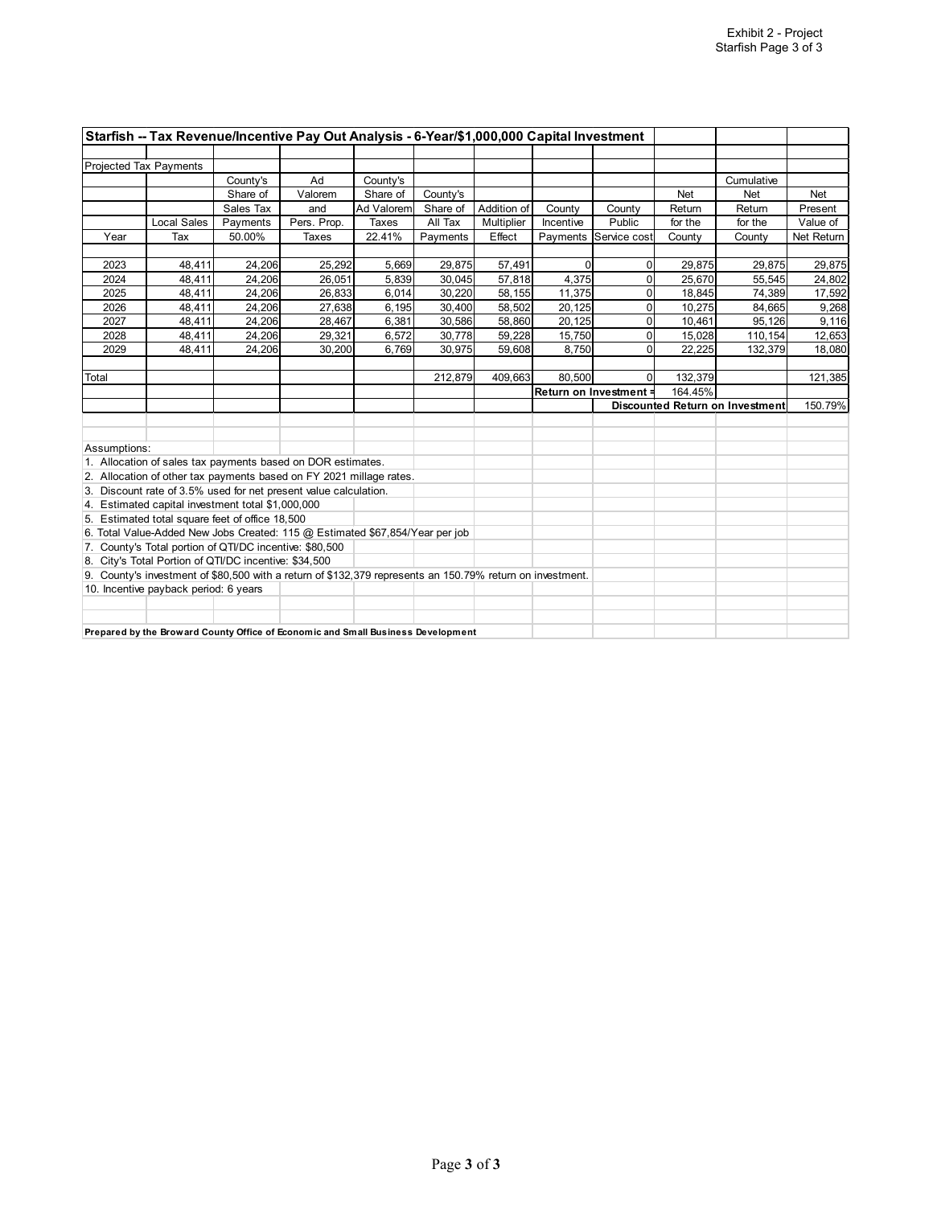Exhibit 2 - Project Starfish Page 3 of 3

| Starfish -- Tax Revenue/Incentive Pay Out Analysis - 6-Year/$1,000,000 Capital Investment | | | | | | | | | | | |
|---|---|---|---|---|---|---|---|---|---|---|---|
| Projected Tax Payments | | | | | | | | | | | |
| Year | Local Sales Tax | County's Share of Sales Tax Payments 50.00% | Ad Valorem and Pers. Prop. Taxes | County's Share of Ad Valorem Taxes 22.41% | County's Share of All Tax Payments | Addition of Multiplier Effect | County Incentive Payments | County Public Service cost | Net Return for the County | Cumulative Net Return for the County | Net Present Value of Net Return |
| 2023 | 48,411 | 24,206 | 25,292 | 5,669 | 29,875 | 57,491 | 0 | 0 | 29,875 | 29,875 | 29,875 |
| 2024 | 48,411 | 24,206 | 26,051 | 5,839 | 30,045 | 57,818 | 4,375 | 0 | 25,670 | 55,545 | 24,802 |
| 2025 | 48,411 | 24,206 | 26,833 | 6,014 | 30,220 | 58,155 | 11,375 | 0 | 18,845 | 74,389 | 17,592 |
| 2026 | 48,411 | 24,206 | 27,638 | 6,195 | 30,400 | 58,502 | 20,125 | 0 | 10,275 | 84,665 | 9,268 |
| 2027 | 48,411 | 24,206 | 28,467 | 6,381 | 30,586 | 58,860 | 20,125 | 0 | 10,461 | 95,126 | 9,116 |
| 2028 | 48,411 | 24,206 | 29,321 | 6,572 | 30,778 | 59,228 | 15,750 | 0 | 15,028 | 110,154 | 12,653 |
| 2029 | 48,411 | 24,206 | 30,200 | 6,769 | 30,975 | 59,608 | 8,750 | 0 | 22,225 | 132,379 | 18,080 |
| Total | | | | | 212,879 | 409,663 | 80,500 | 0 | 132,379 | | 121,385 |
| | | | | | | | **Return on Investment =** | | 164.45% | | |
| | | | | | | | | **Discounted Return on Investment** | | | 150.79% |

Assumptions:

1. Allocation of sales tax payments based on DOR estimates.
2. Allocation of other tax payments based on FY 2021 millage rates.
3. Discount rate of 3.5% used for net present value calculation.
4. Estimated capital investment total $1,000,000
5. Estimated total square feet of office 18,500
6. Total Value-Added New Jobs Created: 115 @ Estimated $67,854/Year per job
7. County's Total portion of QTI/DC incentive: $80,500
8. City's Total Portion of QTI/DC incentive: $34,500
9. County's investment of $80,500 with a return of $132,379 represents an 150.79% return on investment.
10. Incentive payback period: 6 years

**Prepared by the Broward County Office of Economic and Small Business Development**